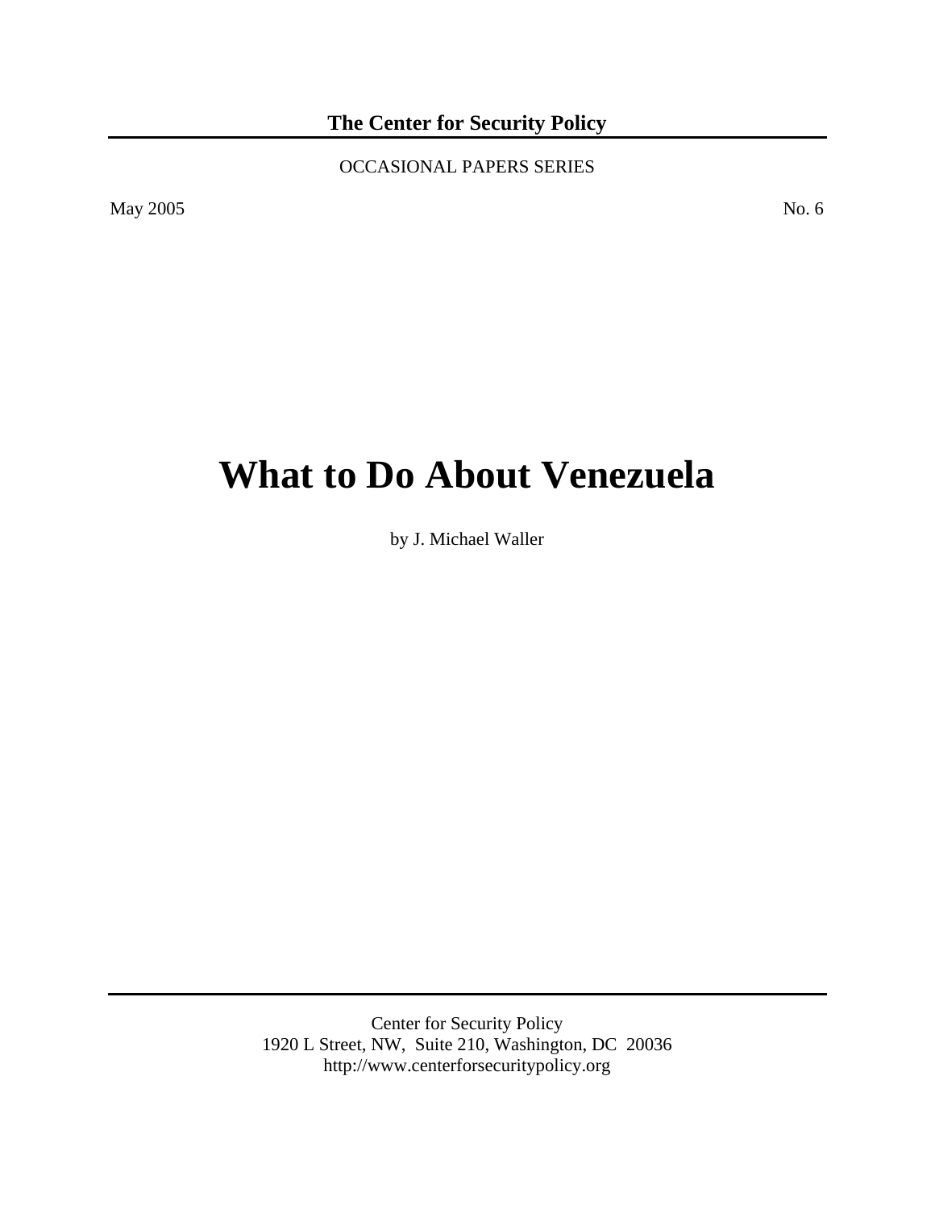**The Center for Security Policy**

OCCASIONAL PAPERS SERIES

May 2005

No. 6

# What to Do About Venezuela

by J. Michael Waller

Center for Security Policy
1920 L Street, NW, Suite 210, Washington, DC 20036
http://www.centerforsecuritypolicy.org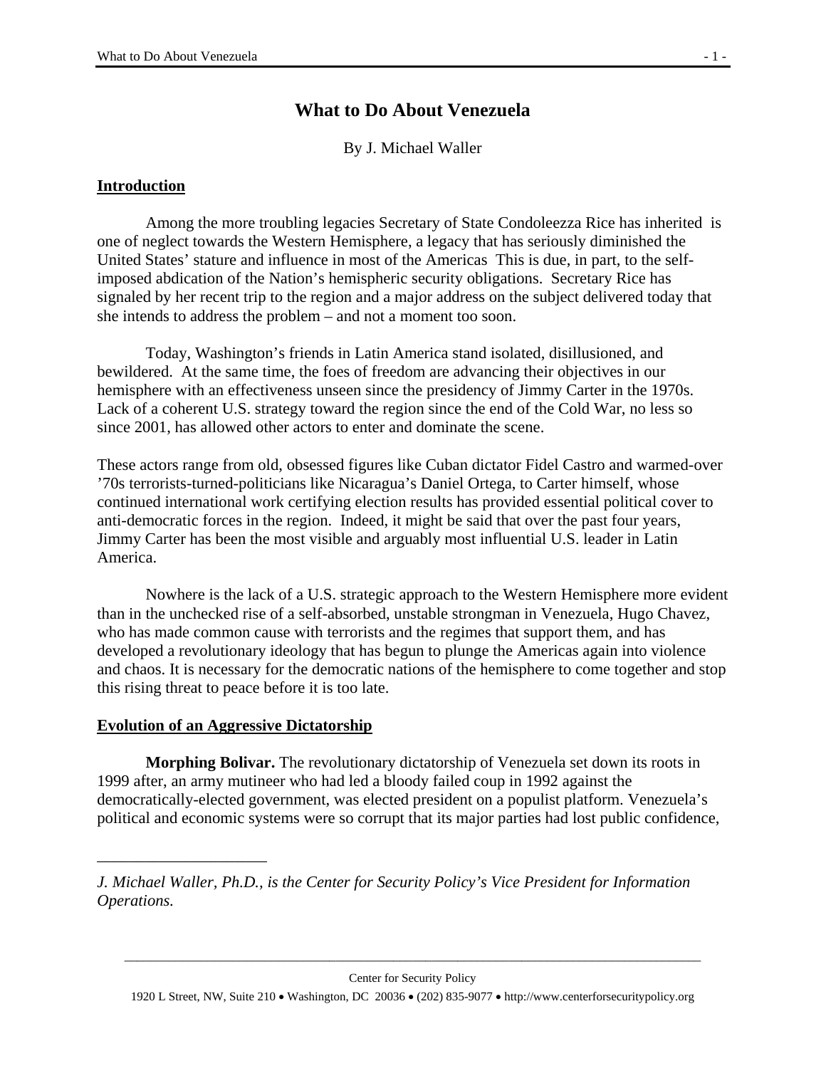# What to Do About Venezuela

By J. Michael Waller

## Introduction

Among the more troubling legacies Secretary of State Condoleezza Rice has inherited is one of neglect towards the Western Hemisphere, a legacy that has seriously diminished the United States' stature and influence in most of the Americas This is due, in part, to the self-imposed abdication of the Nation's hemispheric security obligations. Secretary Rice has signaled by her recent trip to the region and a major address on the subject delivered today that she intends to address the problem – and not a moment too soon.

Today, Washington's friends in Latin America stand isolated, disillusioned, and bewildered. At the same time, the foes of freedom are advancing their objectives in our hemisphere with an effectiveness unseen since the presidency of Jimmy Carter in the 1970s. Lack of a coherent U.S. strategy toward the region since the end of the Cold War, no less so since 2001, has allowed other actors to enter and dominate the scene.

These actors range from old, obsessed figures like Cuban dictator Fidel Castro and warmed-over '70s terrorists-turned-politicians like Nicaragua's Daniel Ortega, to Carter himself, whose continued international work certifying election results has provided essential political cover to anti-democratic forces in the region. Indeed, it might be said that over the past four years, Jimmy Carter has been the most visible and arguably most influential U.S. leader in Latin America.

Nowhere is the lack of a U.S. strategic approach to the Western Hemisphere more evident than in the unchecked rise of a self-absorbed, unstable strongman in Venezuela, Hugo Chavez, who has made common cause with terrorists and the regimes that support them, and has developed a revolutionary ideology that has begun to plunge the Americas again into violence and chaos. It is necessary for the democratic nations of the hemisphere to come together and stop this rising threat to peace before it is too late.

## Evolution of an Aggressive Dictatorship

**Morphing Bolivar.** The revolutionary dictatorship of Venezuela set down its roots in 1999 after, an army mutineer who had led a bloody failed coup in 1992 against the democratically-elected government, was elected president on a populist platform. Venezuela's political and economic systems were so corrupt that its major parties had lost public confidence,

---

*J. Michael Waller, Ph.D., is the Center for Security Policy's Vice President for Information Operations.*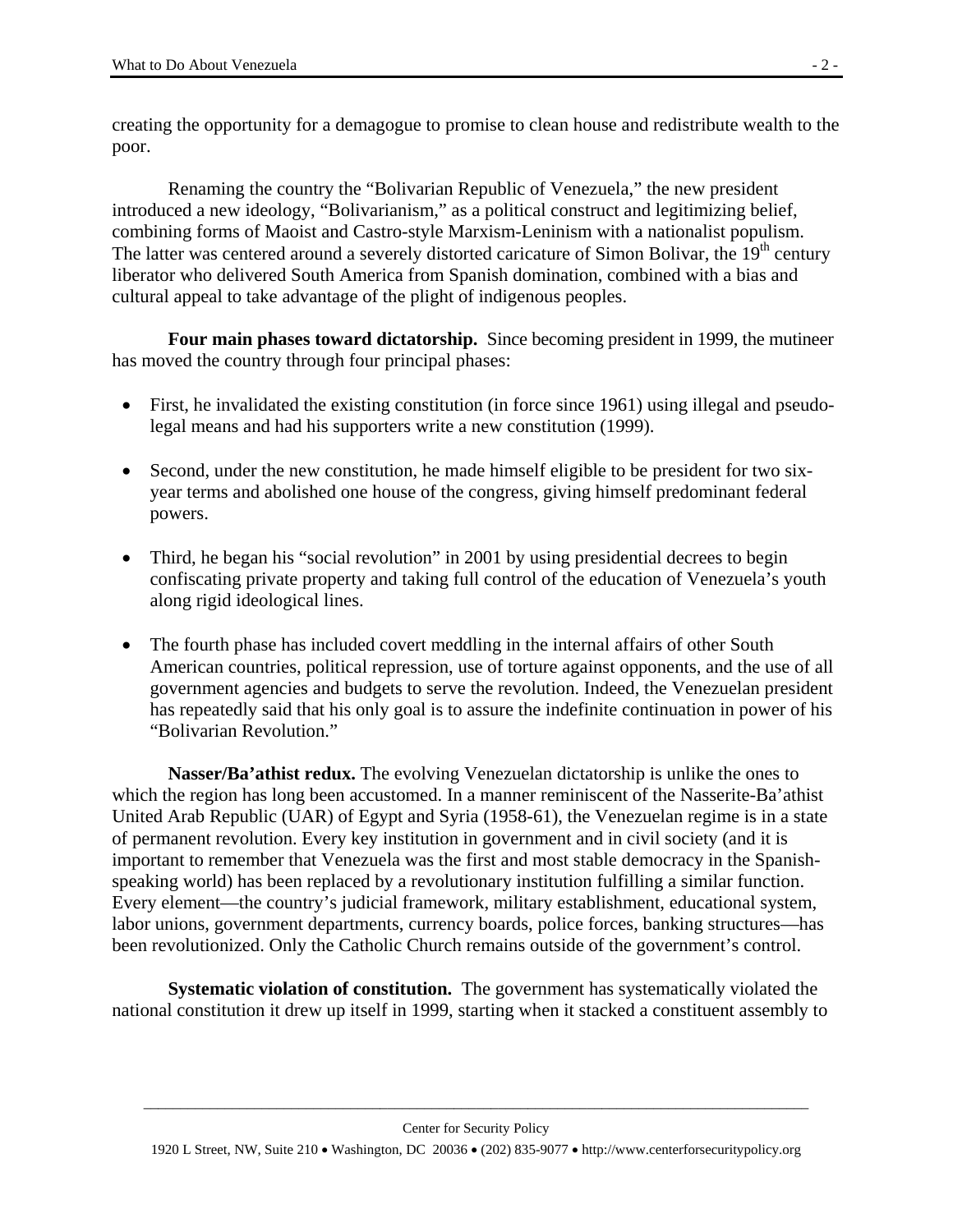creating the opportunity for a demagogue to promise to clean house and redistribute wealth to the poor.

Renaming the country the "Bolivarian Republic of Venezuela," the new president introduced a new ideology, "Bolivarianism," as a political construct and legitimizing belief, combining forms of Maoist and Castro-style Marxism-Leninism with a nationalist populism. The latter was centered around a severely distorted caricature of Simon Bolivar, the 19th century liberator who delivered South America from Spanish domination, combined with a bias and cultural appeal to take advantage of the plight of indigenous peoples.

**Four main phases toward dictatorship.** Since becoming president in 1999, the mutineer has moved the country through four principal phases:

- First, he invalidated the existing constitution (in force since 1961) using illegal and pseudo-legal means and had his supporters write a new constitution (1999).
- Second, under the new constitution, he made himself eligible to be president for two six-year terms and abolished one house of the congress, giving himself predominant federal powers.
- Third, he began his "social revolution" in 2001 by using presidential decrees to begin confiscating private property and taking full control of the education of Venezuela's youth along rigid ideological lines.
- The fourth phase has included covert meddling in the internal affairs of other South American countries, political repression, use of torture against opponents, and the use of all government agencies and budgets to serve the revolution. Indeed, the Venezuelan president has repeatedly said that his only goal is to assure the indefinite continuation in power of his "Bolivarian Revolution."

**Nasser/Ba'athist redux.** The evolving Venezuelan dictatorship is unlike the ones to which the region has long been accustomed. In a manner reminiscent of the Nasserite-Ba'athist United Arab Republic (UAR) of Egypt and Syria (1958-61), the Venezuelan regime is in a state of permanent revolution. Every key institution in government and in civil society (and it is important to remember that Venezuela was the first and most stable democracy in the Spanish-speaking world) has been replaced by a revolutionary institution fulfilling a similar function. Every element—the country's judicial framework, military establishment, educational system, labor unions, government departments, currency boards, police forces, banking structures—has been revolutionized. Only the Catholic Church remains outside of the government's control.

**Systematic violation of constitution.** The government has systematically violated the national constitution it drew up itself in 1999, starting when it stacked a constituent assembly to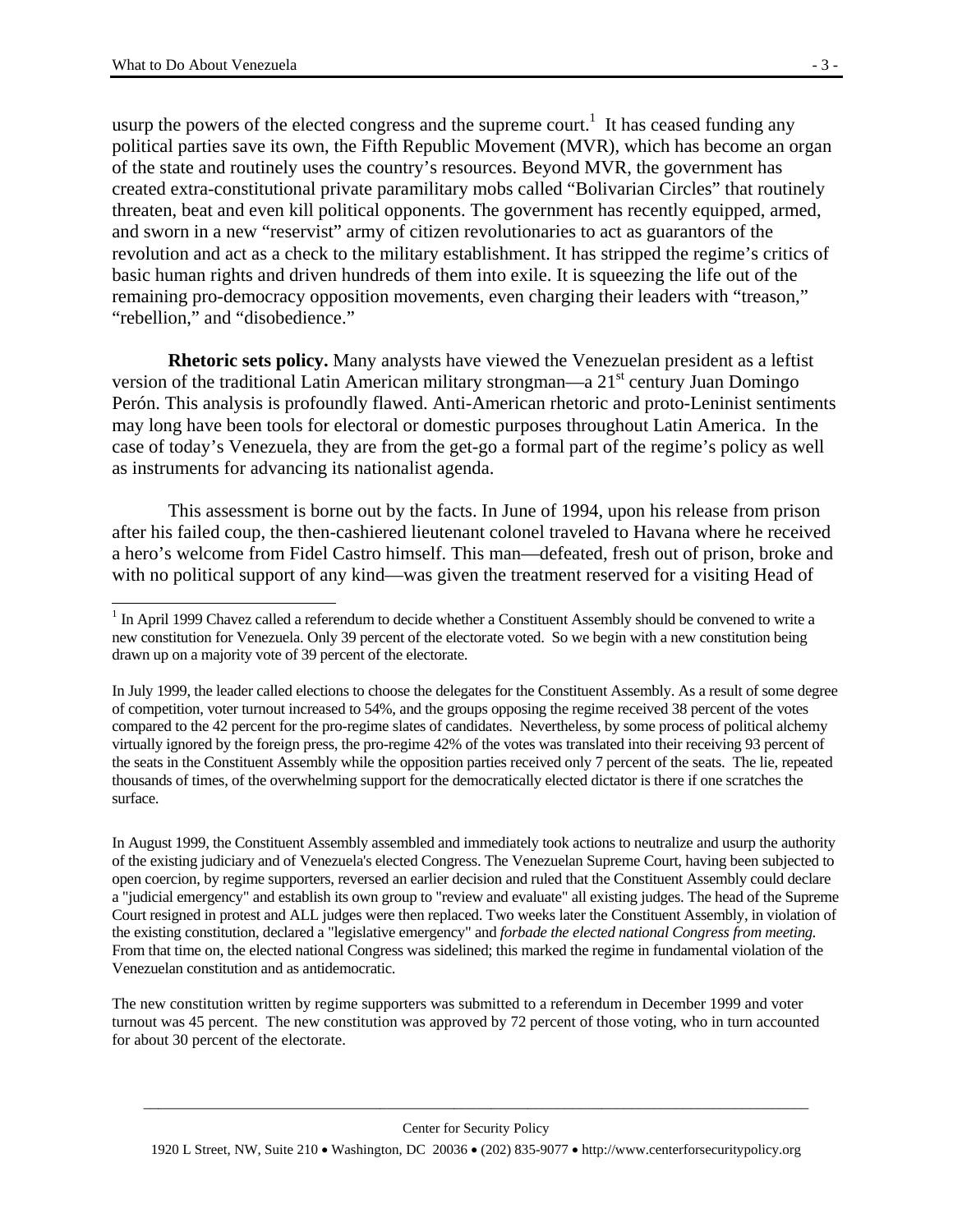usurp the powers of the elected congress and the supreme court.[1] It has ceased funding any political parties save its own, the Fifth Republic Movement (MVR), which has become an organ of the state and routinely uses the country's resources. Beyond MVR, the government has created extra-constitutional private paramilitary mobs called "Bolivarian Circles" that routinely threaten, beat and even kill political opponents. The government has recently equipped, armed, and sworn in a new "reservist" army of citizen revolutionaries to act as guarantors of the revolution and act as a check to the military establishment. It has stripped the regime's critics of basic human rights and driven hundreds of them into exile. It is squeezing the life out of the remaining pro-democracy opposition movements, even charging their leaders with "treason," "rebellion," and "disobedience."

**Rhetoric sets policy.** Many analysts have viewed the Venezuelan president as a leftist version of the traditional Latin American military strongman—a 21st century Juan Domingo Perón. This analysis is profoundly flawed. Anti-American rhetoric and proto-Leninist sentiments may long have been tools for electoral or domestic purposes throughout Latin America. In the case of today's Venezuela, they are from the get-go a formal part of the regime's policy as well as instruments for advancing its nationalist agenda.

This assessment is borne out by the facts. In June of 1994, upon his release from prison after his failed coup, the then-cashiered lieutenant colonel traveled to Havana where he received a hero's welcome from Fidel Castro himself. This man—defeated, fresh out of prison, broke and with no political support of any kind—was given the treatment reserved for a visiting Head of

---

[1] In April 1999 Chavez called a referendum to decide whether a Constituent Assembly should be convened to write a new constitution for Venezuela. Only 39 percent of the electorate voted. So we begin with a new constitution being drawn up on a majority vote of 39 percent of the electorate.

In July 1999, the leader called elections to choose the delegates for the Constituent Assembly. As a result of some degree of competition, voter turnout increased to 54%, and the groups opposing the regime received 38 percent of the votes compared to the 42 percent for the pro-regime slates of candidates. Nevertheless, by some process of political alchemy virtually ignored by the foreign press, the pro-regime 42% of the votes was translated into their receiving 93 percent of the seats in the Constituent Assembly while the opposition parties received only 7 percent of the seats. The lie, repeated thousands of times, of the overwhelming support for the democratically elected dictator is there if one scratches the surface.

In August 1999, the Constituent Assembly assembled and immediately took actions to neutralize and usurp the authority of the existing judiciary and of Venezuela's elected Congress. The Venezuelan Supreme Court, having been subjected to open coercion, by regime supporters, reversed an earlier decision and ruled that the Constituent Assembly could declare a "judicial emergency" and establish its own group to "review and evaluate" all existing judges. The head of the Supreme Court resigned in protest and ALL judges were then replaced. Two weeks later the Constituent Assembly, in violation of the existing constitution, declared a "legislative emergency" and *forbade the elected national Congress from meeting.* From that time on, the elected national Congress was sidelined; this marked the regime in fundamental violation of the Venezuelan constitution and as antidemocratic.

The new constitution written by regime supporters was submitted to a referendum in December 1999 and voter turnout was 45 percent. The new constitution was approved by 72 percent of those voting, who in turn accounted for about 30 percent of the electorate.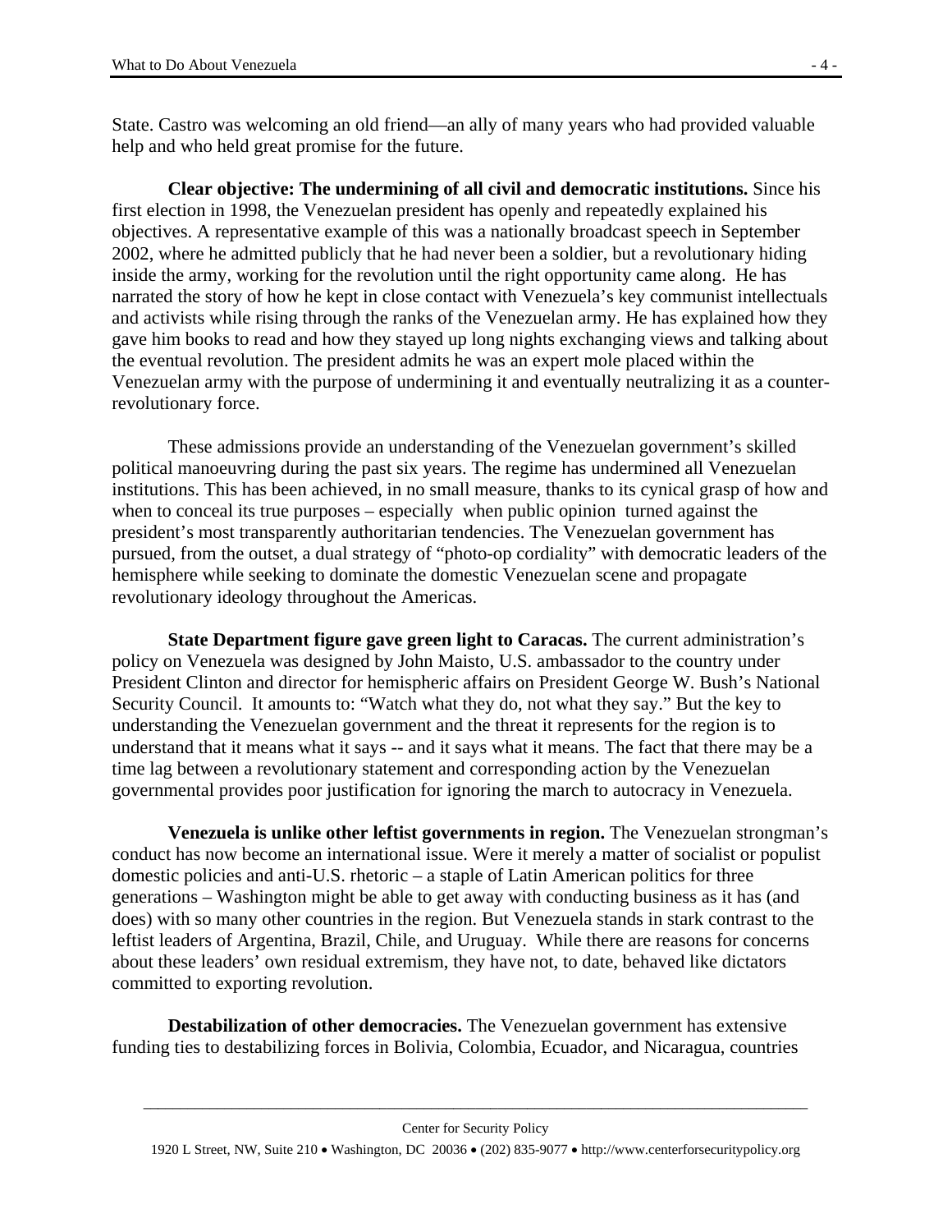State. Castro was welcoming an old friend—an ally of many years who had provided valuable help and who held great promise for the future.

**Clear objective: The undermining of all civil and democratic institutions.** Since his first election in 1998, the Venezuelan president has openly and repeatedly explained his objectives. A representative example of this was a nationally broadcast speech in September 2002, where he admitted publicly that he had never been a soldier, but a revolutionary hiding inside the army, working for the revolution until the right opportunity came along. He has narrated the story of how he kept in close contact with Venezuela's key communist intellectuals and activists while rising through the ranks of the Venezuelan army. He has explained how they gave him books to read and how they stayed up long nights exchanging views and talking about the eventual revolution. The president admits he was an expert mole placed within the Venezuelan army with the purpose of undermining it and eventually neutralizing it as a counter-revolutionary force.

These admissions provide an understanding of the Venezuelan government's skilled political manoeuvring during the past six years. The regime has undermined all Venezuelan institutions. This has been achieved, in no small measure, thanks to its cynical grasp of how and when to conceal its true purposes – especially when public opinion turned against the president's most transparently authoritarian tendencies. The Venezuelan government has pursued, from the outset, a dual strategy of "photo-op cordiality" with democratic leaders of the hemisphere while seeking to dominate the domestic Venezuelan scene and propagate revolutionary ideology throughout the Americas.

**State Department figure gave green light to Caracas.** The current administration's policy on Venezuela was designed by John Maisto, U.S. ambassador to the country under President Clinton and director for hemispheric affairs on President George W. Bush's National Security Council. It amounts to: "Watch what they do, not what they say." But the key to understanding the Venezuelan government and the threat it represents for the region is to understand that it means what it says -- and it says what it means. The fact that there may be a time lag between a revolutionary statement and corresponding action by the Venezuelan governmental provides poor justification for ignoring the march to autocracy in Venezuela.

**Venezuela is unlike other leftist governments in region.** The Venezuelan strongman's conduct has now become an international issue. Were it merely a matter of socialist or populist domestic policies and anti-U.S. rhetoric – a staple of Latin American politics for three generations – Washington might be able to get away with conducting business as it has (and does) with so many other countries in the region. But Venezuela stands in stark contrast to the leftist leaders of Argentina, Brazil, Chile, and Uruguay. While there are reasons for concerns about these leaders' own residual extremism, they have not, to date, behaved like dictators committed to exporting revolution.

**Destabilization of other democracies.** The Venezuelan government has extensive funding ties to destabilizing forces in Bolivia, Colombia, Ecuador, and Nicaragua, countries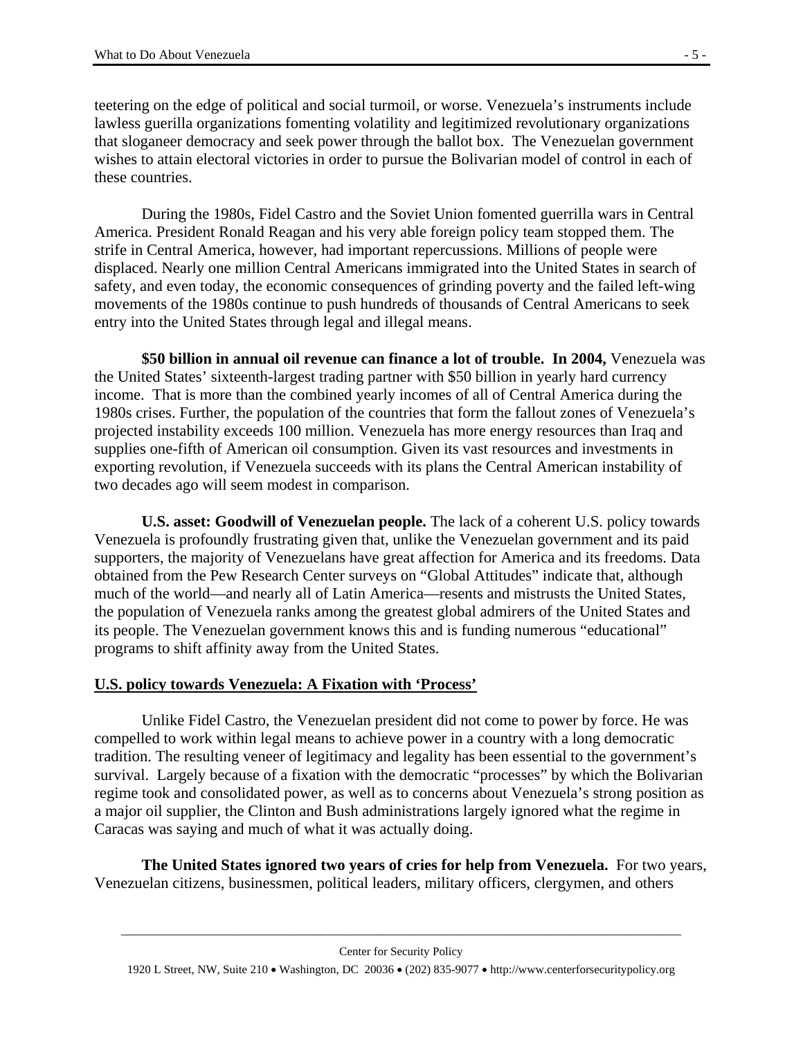teetering on the edge of political and social turmoil, or worse. Venezuela's instruments include lawless guerilla organizations fomenting volatility and legitimized revolutionary organizations that sloganeer democracy and seek power through the ballot box. The Venezuelan government wishes to attain electoral victories in order to pursue the Bolivarian model of control in each of these countries.

During the 1980s, Fidel Castro and the Soviet Union fomented guerrilla wars in Central America. President Ronald Reagan and his very able foreign policy team stopped them. The strife in Central America, however, had important repercussions. Millions of people were displaced. Nearly one million Central Americans immigrated into the United States in search of safety, and even today, the economic consequences of grinding poverty and the failed left-wing movements of the 1980s continue to push hundreds of thousands of Central Americans to seek entry into the United States through legal and illegal means.

**$50 billion in annual oil revenue can finance a lot of trouble. In 2004,** Venezuela was the United States' sixteenth-largest trading partner with $50 billion in yearly hard currency income. That is more than the combined yearly incomes of all of Central America during the 1980s crises. Further, the population of the countries that form the fallout zones of Venezuela's projected instability exceeds 100 million. Venezuela has more energy resources than Iraq and supplies one-fifth of American oil consumption. Given its vast resources and investments in exporting revolution, if Venezuela succeeds with its plans the Central American instability of two decades ago will seem modest in comparison.

**U.S. asset: Goodwill of Venezuelan people.** The lack of a coherent U.S. policy towards Venezuela is profoundly frustrating given that, unlike the Venezuelan government and its paid supporters, the majority of Venezuelans have great affection for America and its freedoms. Data obtained from the Pew Research Center surveys on "Global Attitudes" indicate that, although much of the world—and nearly all of Latin America—resents and mistrusts the United States, the population of Venezuela ranks among the greatest global admirers of the United States and its people. The Venezuelan government knows this and is funding numerous "educational" programs to shift affinity away from the United States.

## U.S. policy towards Venezuela: A Fixation with 'Process'

Unlike Fidel Castro, the Venezuelan president did not come to power by force. He was compelled to work within legal means to achieve power in a country with a long democratic tradition. The resulting veneer of legitimacy and legality has been essential to the government's survival. Largely because of a fixation with the democratic "processes" by which the Bolivarian regime took and consolidated power, as well as to concerns about Venezuela's strong position as a major oil supplier, the Clinton and Bush administrations largely ignored what the regime in Caracas was saying and much of what it was actually doing.

**The United States ignored two years of cries for help from Venezuela.** For two years, Venezuelan citizens, businessmen, political leaders, military officers, clergymen, and others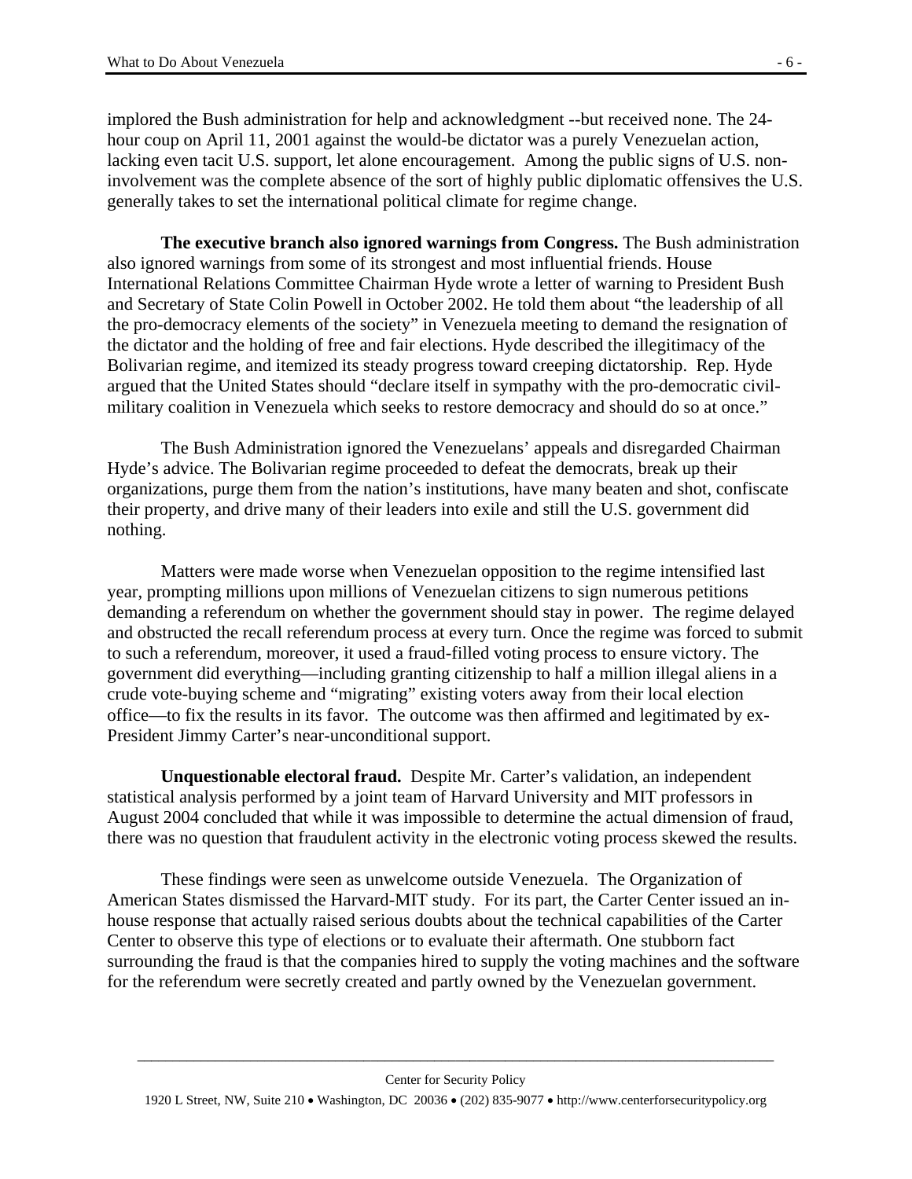implored the Bush administration for help and acknowledgment --but received none. The 24-hour coup on April 11, 2001 against the would-be dictator was a purely Venezuelan action, lacking even tacit U.S. support, let alone encouragement. Among the public signs of U.S. non-involvement was the complete absence of the sort of highly public diplomatic offensives the U.S. generally takes to set the international political climate for regime change.

**The executive branch also ignored warnings from Congress.** The Bush administration also ignored warnings from some of its strongest and most influential friends. House International Relations Committee Chairman Hyde wrote a letter of warning to President Bush and Secretary of State Colin Powell in October 2002. He told them about "the leadership of all the pro-democracy elements of the society" in Venezuela meeting to demand the resignation of the dictator and the holding of free and fair elections. Hyde described the illegitimacy of the Bolivarian regime, and itemized its steady progress toward creeping dictatorship. Rep. Hyde argued that the United States should "declare itself in sympathy with the pro-democratic civil-military coalition in Venezuela which seeks to restore democracy and should do so at once."

The Bush Administration ignored the Venezuelans' appeals and disregarded Chairman Hyde's advice. The Bolivarian regime proceeded to defeat the democrats, break up their organizations, purge them from the nation's institutions, have many beaten and shot, confiscate their property, and drive many of their leaders into exile and still the U.S. government did nothing.

Matters were made worse when Venezuelan opposition to the regime intensified last year, prompting millions upon millions of Venezuelan citizens to sign numerous petitions demanding a referendum on whether the government should stay in power. The regime delayed and obstructed the recall referendum process at every turn. Once the regime was forced to submit to such a referendum, moreover, it used a fraud-filled voting process to ensure victory. The government did everything—including granting citizenship to half a million illegal aliens in a crude vote-buying scheme and "migrating" existing voters away from their local election office—to fix the results in its favor. The outcome was then affirmed and legitimated by ex-President Jimmy Carter's near-unconditional support.

**Unquestionable electoral fraud.** Despite Mr. Carter's validation, an independent statistical analysis performed by a joint team of Harvard University and MIT professors in August 2004 concluded that while it was impossible to determine the actual dimension of fraud, there was no question that fraudulent activity in the electronic voting process skewed the results.

These findings were seen as unwelcome outside Venezuela. The Organization of American States dismissed the Harvard-MIT study. For its part, the Carter Center issued an in-house response that actually raised serious doubts about the technical capabilities of the Carter Center to observe this type of elections or to evaluate their aftermath. One stubborn fact surrounding the fraud is that the companies hired to supply the voting machines and the software for the referendum were secretly created and partly owned by the Venezuelan government.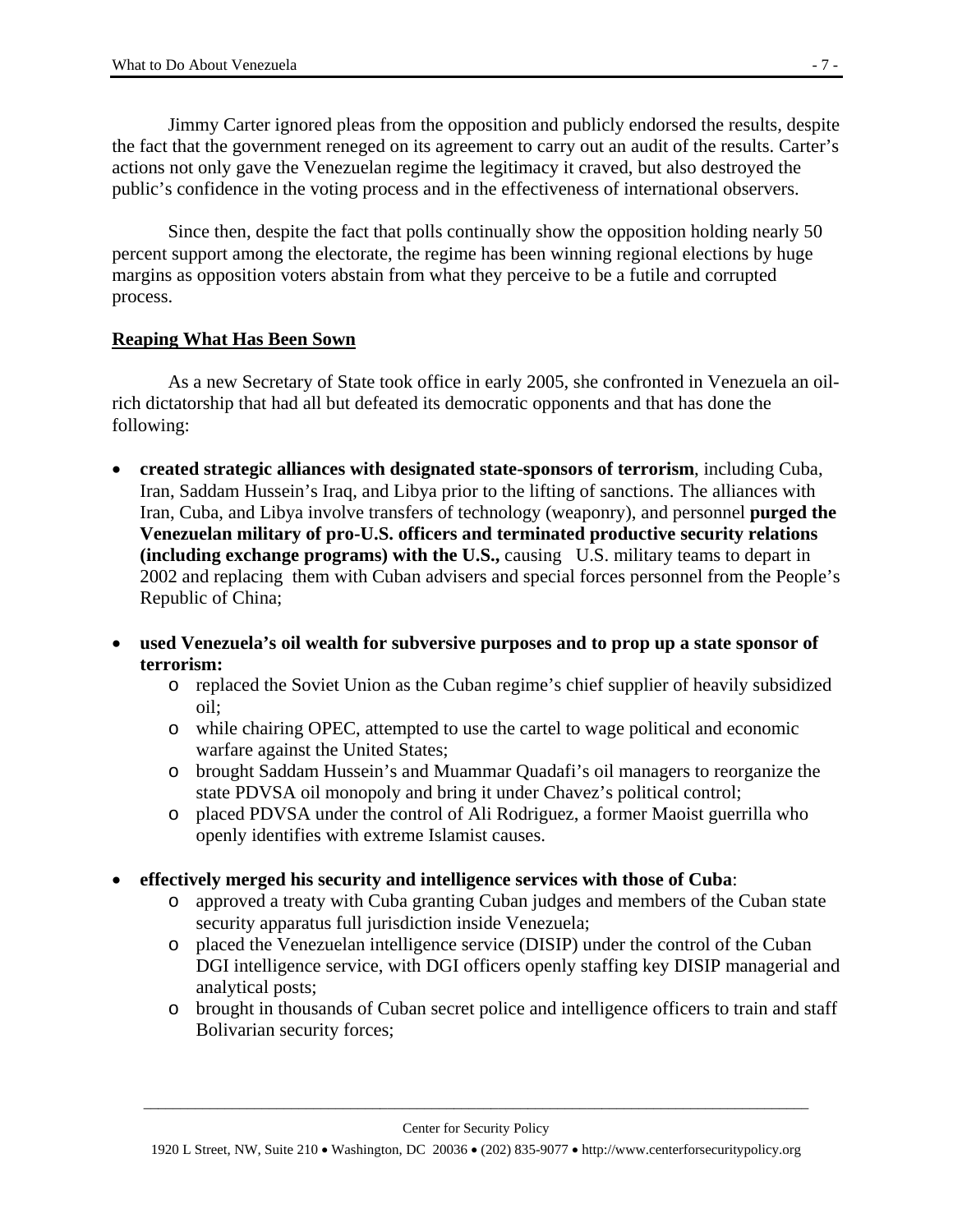Jimmy Carter ignored pleas from the opposition and publicly endorsed the results, despite the fact that the government reneged on its agreement to carry out an audit of the results. Carter's actions not only gave the Venezuelan regime the legitimacy it craved, but also destroyed the public's confidence in the voting process and in the effectiveness of international observers.

Since then, despite the fact that polls continually show the opposition holding nearly 50 percent support among the electorate, the regime has been winning regional elections by huge margins as opposition voters abstain from what they perceive to be a futile and corrupted process.

## Reaping What Has Been Sown

As a new Secretary of State took office in early 2005, she confronted in Venezuela an oil-rich dictatorship that had all but defeated its democratic opponents and that has done the following:

- **created strategic alliances with designated state-sponsors of terrorism**, including Cuba, Iran, Saddam Hussein's Iraq, and Libya prior to the lifting of sanctions. The alliances with Iran, Cuba, and Libya involve transfers of technology (weaponry), and personnel **purged the Venezuelan military of pro-U.S. officers and terminated productive security relations (including exchange programs) with the U.S.,** causing U.S. military teams to depart in 2002 and replacing them with Cuban advisers and special forces personnel from the People's Republic of China;
- **used Venezuela's oil wealth for subversive purposes and to prop up a state sponsor of terrorism:**
  - replaced the Soviet Union as the Cuban regime's chief supplier of heavily subsidized oil;
  - while chairing OPEC, attempted to use the cartel to wage political and economic warfare against the United States;
  - brought Saddam Hussein's and Muammar Quadafi's oil managers to reorganize the state PDVSA oil monopoly and bring it under Chavez's political control;
  - placed PDVSA under the control of Ali Rodriguez, a former Maoist guerrilla who openly identifies with extreme Islamist causes.
- **effectively merged his security and intelligence services with those of Cuba**:
  - approved a treaty with Cuba granting Cuban judges and members of the Cuban state security apparatus full jurisdiction inside Venezuela;
  - placed the Venezuelan intelligence service (DISIP) under the control of the Cuban DGI intelligence service, with DGI officers openly staffing key DISIP managerial and analytical posts;
  - brought in thousands of Cuban secret police and intelligence officers to train and staff Bolivarian security forces;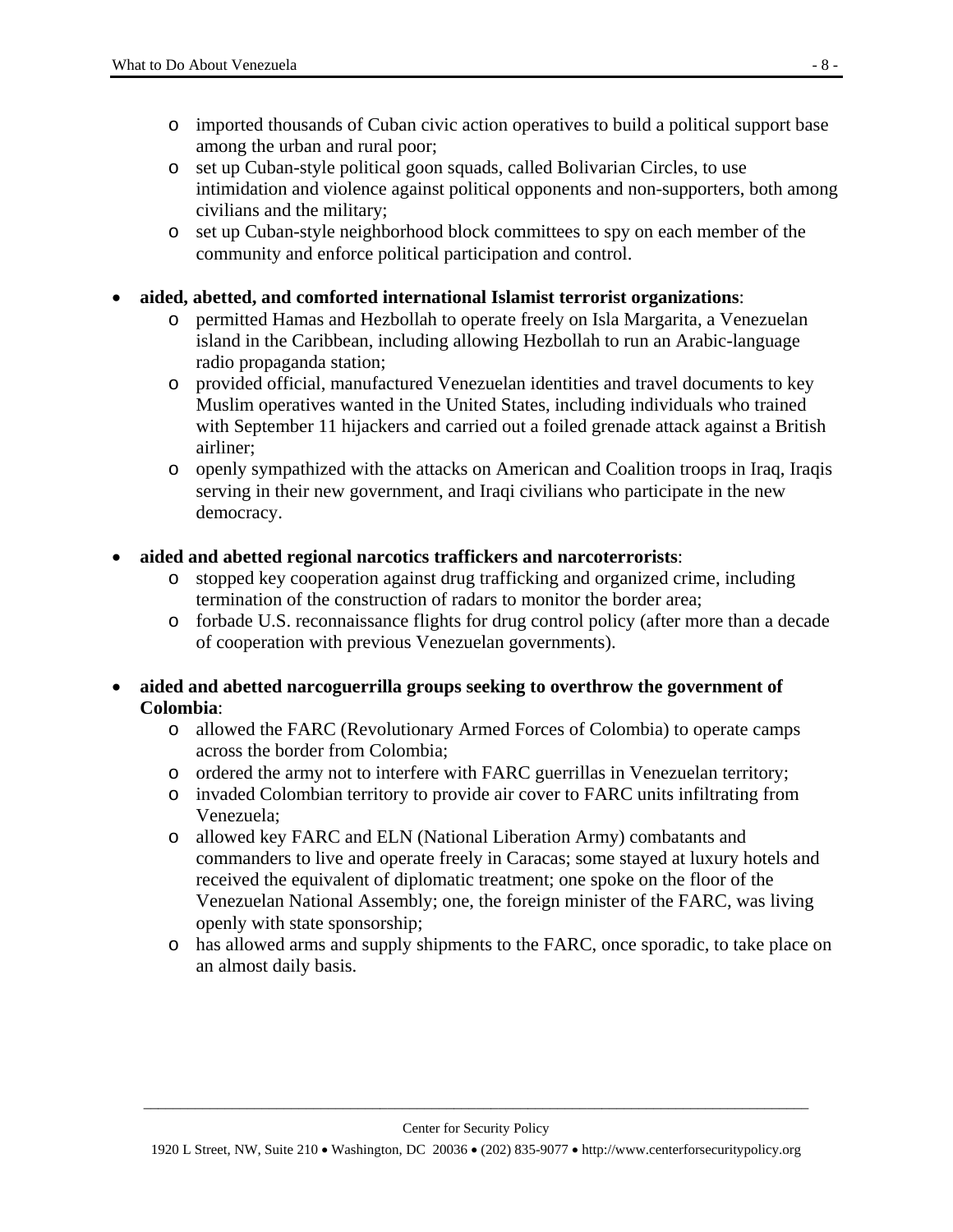- imported thousands of Cuban civic action operatives to build a political support base among the urban and rural poor;
  - set up Cuban-style political goon squads, called Bolivarian Circles, to use intimidation and violence against political opponents and non-supporters, both among civilians and the military;
  - set up Cuban-style neighborhood block committees to spy on each member of the community and enforce political participation and control.

- **aided, abetted, and comforted international Islamist terrorist organizations**:
  - permitted Hamas and Hezbollah to operate freely on Isla Margarita, a Venezuelan island in the Caribbean, including allowing Hezbollah to run an Arabic-language radio propaganda station;
  - provided official, manufactured Venezuelan identities and travel documents to key Muslim operatives wanted in the United States, including individuals who trained with September 11 hijackers and carried out a foiled grenade attack against a British airliner;
  - openly sympathized with the attacks on American and Coalition troops in Iraq, Iraqis serving in their new government, and Iraqi civilians who participate in the new democracy.

- **aided and abetted regional narcotics traffickers and narcoterrorists**:
  - stopped key cooperation against drug trafficking and organized crime, including termination of the construction of radars to monitor the border area;
  - forbade U.S. reconnaissance flights for drug control policy (after more than a decade of cooperation with previous Venezuelan governments).

- **aided and abetted narcoguerrilla groups seeking to overthrow the government of Colombia**:
  - allowed the FARC (Revolutionary Armed Forces of Colombia) to operate camps across the border from Colombia;
  - ordered the army not to interfere with FARC guerrillas in Venezuelan territory;
  - invaded Colombian territory to provide air cover to FARC units infiltrating from Venezuela;
  - allowed key FARC and ELN (National Liberation Army) combatants and commanders to live and operate freely in Caracas; some stayed at luxury hotels and received the equivalent of diplomatic treatment; one spoke on the floor of the Venezuelan National Assembly; one, the foreign minister of the FARC, was living openly with state sponsorship;
  - has allowed arms and supply shipments to the FARC, once sporadic, to take place on an almost daily basis.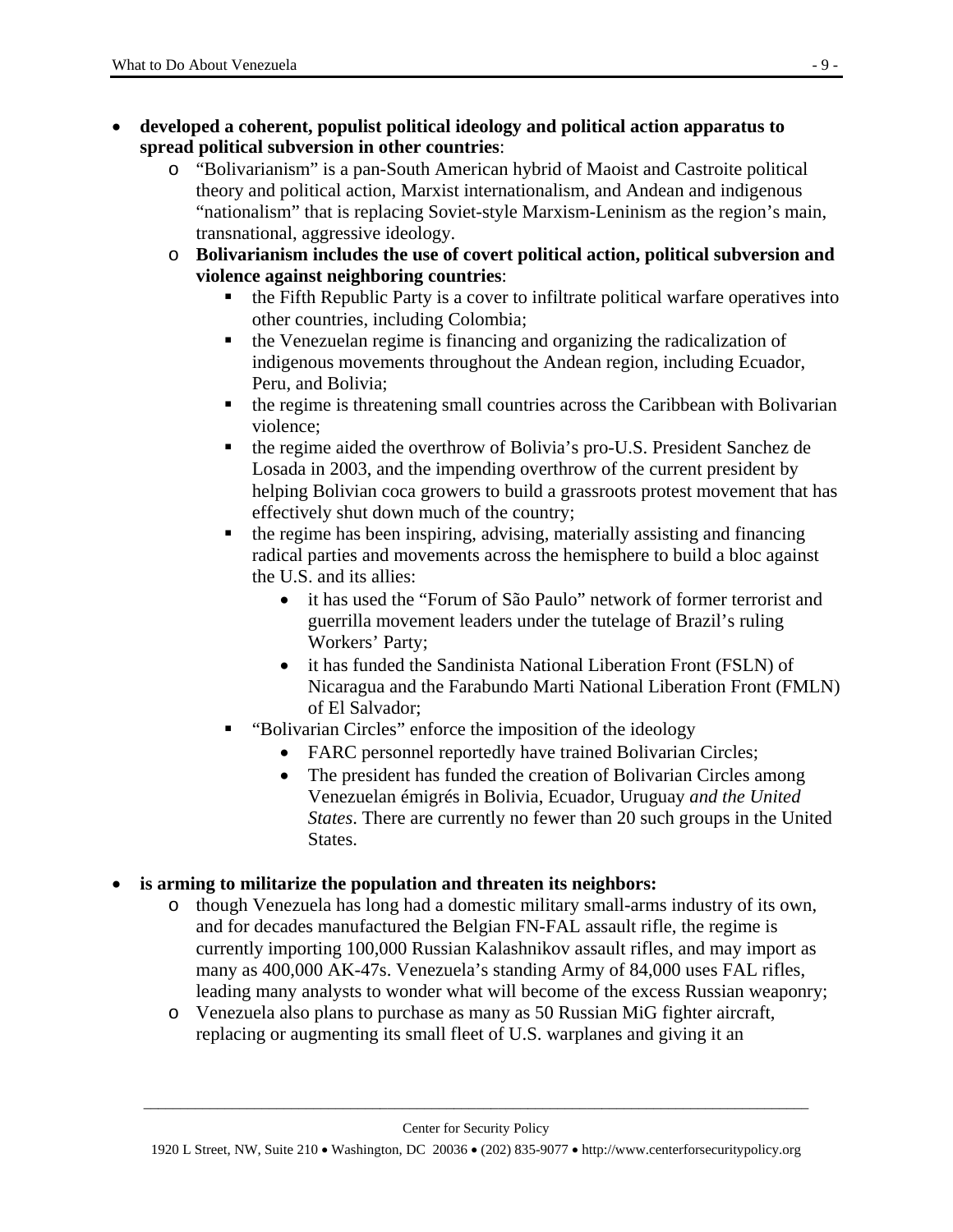- **developed a coherent, populist political ideology and political action apparatus to spread political subversion in other countries**:
    - "Bolivarianism" is a pan-South American hybrid of Maoist and Castroite political theory and political action, Marxist internationalism, and Andean and indigenous "nationalism" that is replacing Soviet-style Marxism-Leninism as the region's main, transnational, aggressive ideology.
    - **Bolivarianism includes the use of covert political action, political subversion and violence against neighboring countries**:
        - the Fifth Republic Party is a cover to infiltrate political warfare operatives into other countries, including Colombia;
        - the Venezuelan regime is financing and organizing the radicalization of indigenous movements throughout the Andean region, including Ecuador, Peru, and Bolivia;
        - the regime is threatening small countries across the Caribbean with Bolivarian violence;
        - the regime aided the overthrow of Bolivia's pro-U.S. President Sanchez de Losada in 2003, and the impending overthrow of the current president by helping Bolivian coca growers to build a grassroots protest movement that has effectively shut down much of the country;
        - the regime has been inspiring, advising, materially assisting and financing radical parties and movements across the hemisphere to build a bloc against the U.S. and its allies:
            - it has used the "Forum of São Paulo" network of former terrorist and guerrilla movement leaders under the tutelage of Brazil's ruling Workers' Party;
            - it has funded the Sandinista National Liberation Front (FSLN) of Nicaragua and the Farabundo Marti National Liberation Front (FMLN) of El Salvador;
        - "Bolivarian Circles" enforce the imposition of the ideology
            - FARC personnel reportedly have trained Bolivarian Circles;
            - The president has funded the creation of Bolivarian Circles among Venezuelan émigrés in Bolivia, Ecuador, Uruguay *and the United States*. There are currently no fewer than 20 such groups in the United States.

- **is arming to militarize the population and threaten its neighbors:**
    - though Venezuela has long had a domestic military small-arms industry of its own, and for decades manufactured the Belgian FN-FAL assault rifle, the regime is currently importing 100,000 Russian Kalashnikov assault rifles, and may import as many as 400,000 AK-47s. Venezuela's standing Army of 84,000 uses FAL rifles, leading many analysts to wonder what will become of the excess Russian weaponry;
    - Venezuela also plans to purchase as many as 50 Russian MiG fighter aircraft, replacing or augmenting its small fleet of U.S. warplanes and giving it an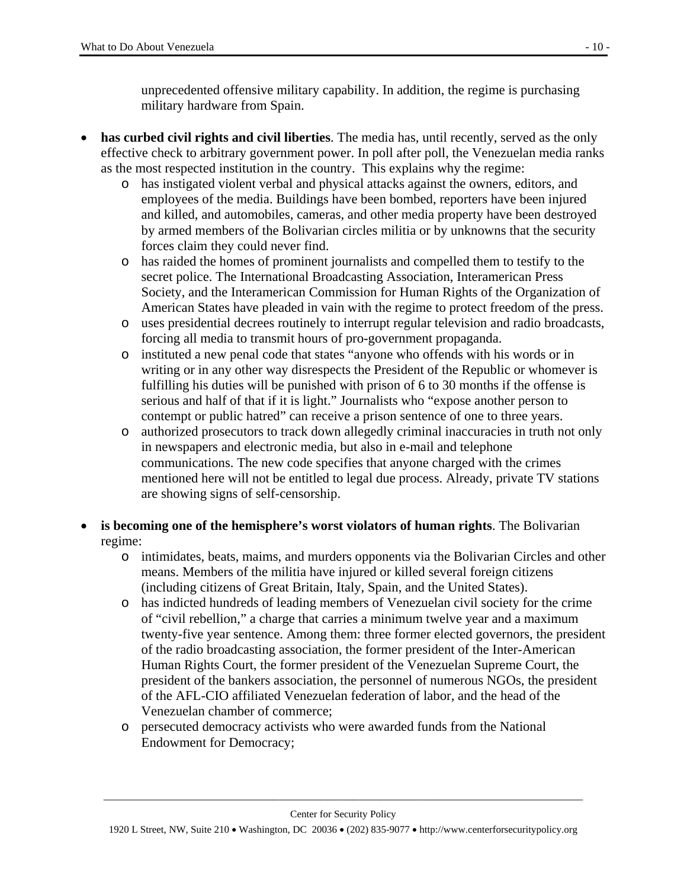unprecedented offensive military capability. In addition, the regime is purchasing military hardware from Spain.

- **has curbed civil rights and civil liberties**. The media has, until recently, served as the only effective check to arbitrary government power. In poll after poll, the Venezuelan media ranks as the most respected institution in the country. This explains why the regime:
  - has instigated violent verbal and physical attacks against the owners, editors, and employees of the media. Buildings have been bombed, reporters have been injured and killed, and automobiles, cameras, and other media property have been destroyed by armed members of the Bolivarian circles militia or by unknowns that the security forces claim they could never find.
  - has raided the homes of prominent journalists and compelled them to testify to the secret police. The International Broadcasting Association, Interamerican Press Society, and the Interamerican Commission for Human Rights of the Organization of American States have pleaded in vain with the regime to protect freedom of the press.
  - uses presidential decrees routinely to interrupt regular television and radio broadcasts, forcing all media to transmit hours of pro-government propaganda.
  - instituted a new penal code that states "anyone who offends with his words or in writing or in any other way disrespects the President of the Republic or whomever is fulfilling his duties will be punished with prison of 6 to 30 months if the offense is serious and half of that if it is light." Journalists who "expose another person to contempt or public hatred" can receive a prison sentence of one to three years.
  - authorized prosecutors to track down allegedly criminal inaccuracies in truth not only in newspapers and electronic media, but also in e-mail and telephone communications. The new code specifies that anyone charged with the crimes mentioned here will not be entitled to legal due process. Already, private TV stations are showing signs of self-censorship.

- **is becoming one of the hemisphere's worst violators of human rights**. The Bolivarian regime:
  - intimidates, beats, maims, and murders opponents via the Bolivarian Circles and other means. Members of the militia have injured or killed several foreign citizens (including citizens of Great Britain, Italy, Spain, and the United States).
  - has indicted hundreds of leading members of Venezuelan civil society for the crime of "civil rebellion," a charge that carries a minimum twelve year and a maximum twenty-five year sentence. Among them: three former elected governors, the president of the radio broadcasting association, the former president of the Inter-American Human Rights Court, the former president of the Venezuelan Supreme Court, the president of the bankers association, the personnel of numerous NGOs, the president of the AFL-CIO affiliated Venezuelan federation of labor, and the head of the Venezuelan chamber of commerce;
  - persecuted democracy activists who were awarded funds from the National Endowment for Democracy;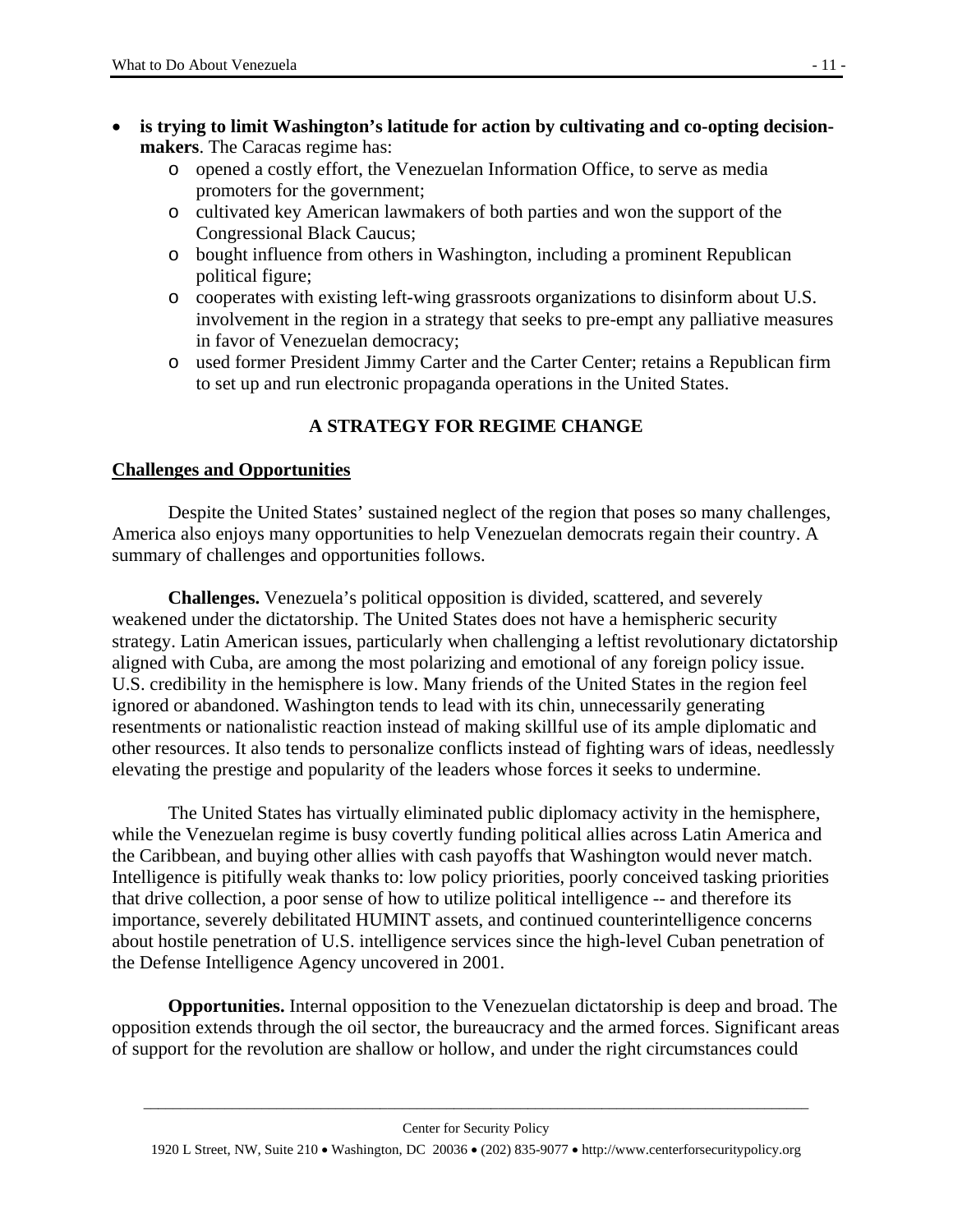- **is trying to limit Washington's latitude for action by cultivating and co-opting decision-makers**. The Caracas regime has:
    - opened a costly effort, the Venezuelan Information Office, to serve as media promoters for the government;
    - cultivated key American lawmakers of both parties and won the support of the Congressional Black Caucus;
    - bought influence from others in Washington, including a prominent Republican political figure;
    - cooperates with existing left-wing grassroots organizations to disinform about U.S. involvement in the region in a strategy that seeks to pre-empt any palliative measures in favor of Venezuelan democracy;
    - used former President Jimmy Carter and the Carter Center; retains a Republican firm to set up and run electronic propaganda operations in the United States.

## A STRATEGY FOR REGIME CHANGE

### Challenges and Opportunities

Despite the United States' sustained neglect of the region that poses so many challenges, America also enjoys many opportunities to help Venezuelan democrats regain their country. A summary of challenges and opportunities follows.

**Challenges.** Venezuela's political opposition is divided, scattered, and severely weakened under the dictatorship. The United States does not have a hemispheric security strategy. Latin American issues, particularly when challenging a leftist revolutionary dictatorship aligned with Cuba, are among the most polarizing and emotional of any foreign policy issue. U.S. credibility in the hemisphere is low. Many friends of the United States in the region feel ignored or abandoned. Washington tends to lead with its chin, unnecessarily generating resentments or nationalistic reaction instead of making skillful use of its ample diplomatic and other resources. It also tends to personalize conflicts instead of fighting wars of ideas, needlessly elevating the prestige and popularity of the leaders whose forces it seeks to undermine.

The United States has virtually eliminated public diplomacy activity in the hemisphere, while the Venezuelan regime is busy covertly funding political allies across Latin America and the Caribbean, and buying other allies with cash payoffs that Washington would never match. Intelligence is pitifully weak thanks to: low policy priorities, poorly conceived tasking priorities that drive collection, a poor sense of how to utilize political intelligence -- and therefore its importance, severely debilitated HUMINT assets, and continued counterintelligence concerns about hostile penetration of U.S. intelligence services since the high-level Cuban penetration of the Defense Intelligence Agency uncovered in 2001.

**Opportunities.** Internal opposition to the Venezuelan dictatorship is deep and broad. The opposition extends through the oil sector, the bureaucracy and the armed forces. Significant areas of support for the revolution are shallow or hollow, and under the right circumstances could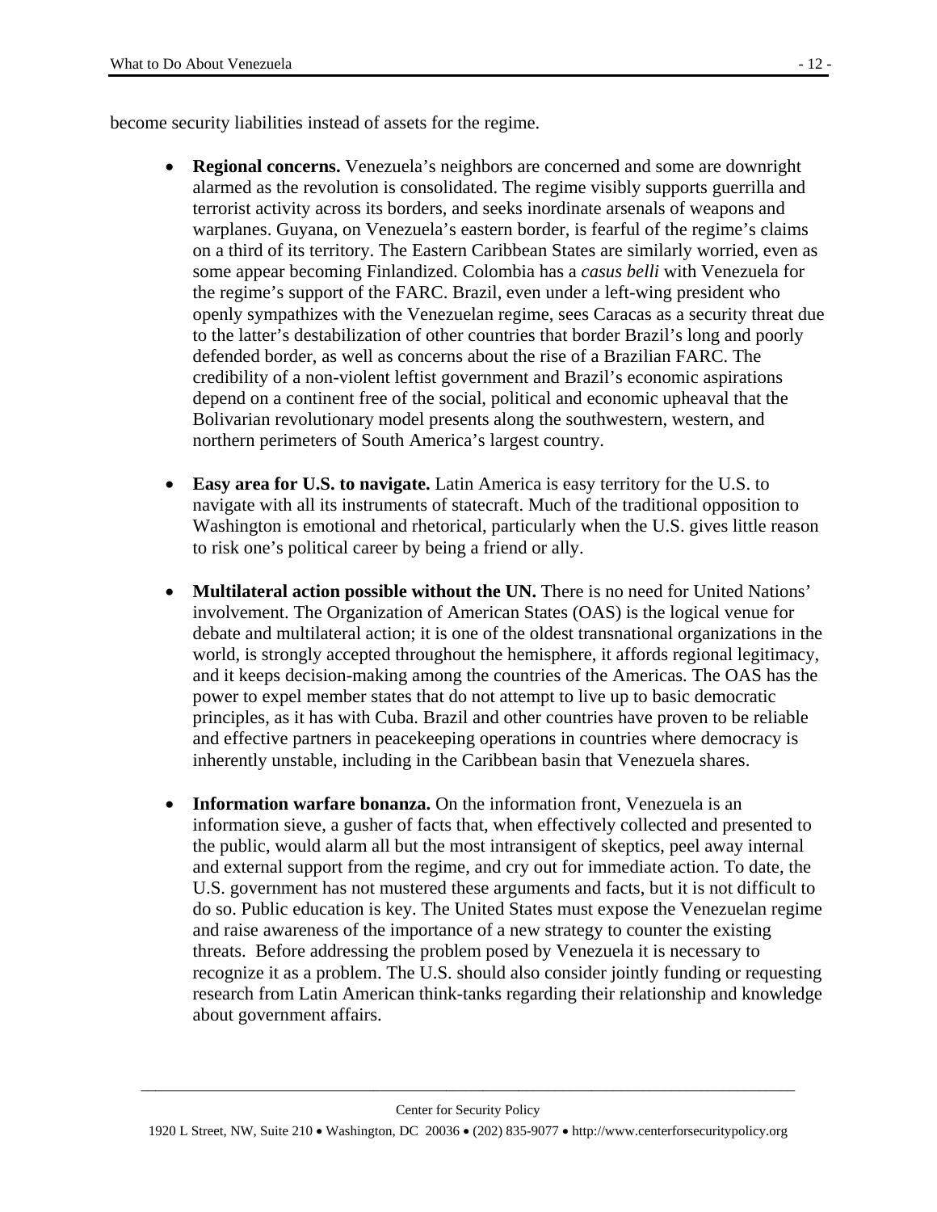become security liabilities instead of assets for the regime.

- **Regional concerns.** Venezuela's neighbors are concerned and some are downright alarmed as the revolution is consolidated. The regime visibly supports guerrilla and terrorist activity across its borders, and seeks inordinate arsenals of weapons and warplanes. Guyana, on Venezuela's eastern border, is fearful of the regime's claims on a third of its territory. The Eastern Caribbean States are similarly worried, even as some appear becoming Finlandized. Colombia has a *casus belli* with Venezuela for the regime's support of the FARC. Brazil, even under a left-wing president who openly sympathizes with the Venezuelan regime, sees Caracas as a security threat due to the latter's destabilization of other countries that border Brazil's long and poorly defended border, as well as concerns about the rise of a Brazilian FARC. The credibility of a non-violent leftist government and Brazil's economic aspirations depend on a continent free of the social, political and economic upheaval that the Bolivarian revolutionary model presents along the southwestern, western, and northern perimeters of South America's largest country.

- **Easy area for U.S. to navigate.** Latin America is easy territory for the U.S. to navigate with all its instruments of statecraft. Much of the traditional opposition to Washington is emotional and rhetorical, particularly when the U.S. gives little reason to risk one's political career by being a friend or ally.

- **Multilateral action possible without the UN.** There is no need for United Nations' involvement. The Organization of American States (OAS) is the logical venue for debate and multilateral action; it is one of the oldest transnational organizations in the world, is strongly accepted throughout the hemisphere, it affords regional legitimacy, and it keeps decision-making among the countries of the Americas. The OAS has the power to expel member states that do not attempt to live up to basic democratic principles, as it has with Cuba. Brazil and other countries have proven to be reliable and effective partners in peacekeeping operations in countries where democracy is inherently unstable, including in the Caribbean basin that Venezuela shares.

- **Information warfare bonanza.** On the information front, Venezuela is an information sieve, a gusher of facts that, when effectively collected and presented to the public, would alarm all but the most intransigent of skeptics, peel away internal and external support from the regime, and cry out for immediate action. To date, the U.S. government has not mustered these arguments and facts, but it is not difficult to do so. Public education is key. The United States must expose the Venezuelan regime and raise awareness of the importance of a new strategy to counter the existing threats. Before addressing the problem posed by Venezuela it is necessary to recognize it as a problem. The U.S. should also consider jointly funding or requesting research from Latin American think-tanks regarding their relationship and knowledge about government affairs.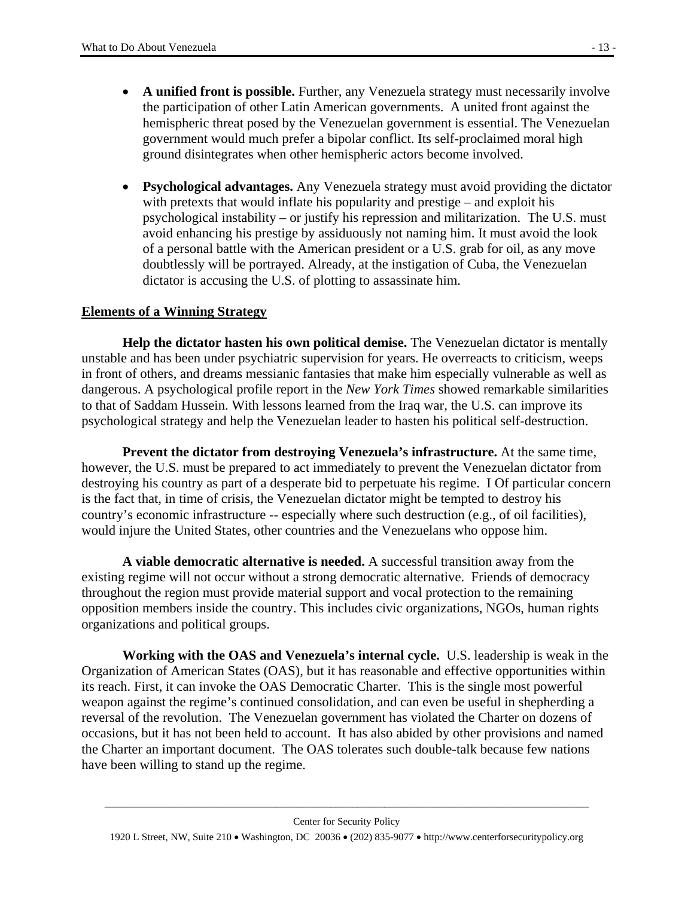- **A unified front is possible.** Further, any Venezuela strategy must necessarily involve the participation of other Latin American governments. A united front against the hemispheric threat posed by the Venezuelan government is essential. The Venezuelan government would much prefer a bipolar conflict. Its self-proclaimed moral high ground disintegrates when other hemispheric actors become involved.

- **Psychological advantages.** Any Venezuela strategy must avoid providing the dictator with pretexts that would inflate his popularity and prestige – and exploit his psychological instability – or justify his repression and militarization. The U.S. must avoid enhancing his prestige by assiduously not naming him. It must avoid the look of a personal battle with the American president or a U.S. grab for oil, as any move doubtlessly will be portrayed. Already, at the instigation of Cuba, the Venezuelan dictator is accusing the U.S. of plotting to assassinate him.

## Elements of a Winning Strategy

**Help the dictator hasten his own political demise.** The Venezuelan dictator is mentally unstable and has been under psychiatric supervision for years. He overreacts to criticism, weeps in front of others, and dreams messianic fantasies that make him especially vulnerable as well as dangerous. A psychological profile report in the *New York Times* showed remarkable similarities to that of Saddam Hussein. With lessons learned from the Iraq war, the U.S. can improve its psychological strategy and help the Venezuelan leader to hasten his political self-destruction.

**Prevent the dictator from destroying Venezuela's infrastructure.** At the same time, however, the U.S. must be prepared to act immediately to prevent the Venezuelan dictator from destroying his country as part of a desperate bid to perpetuate his regime. I Of particular concern is the fact that, in time of crisis, the Venezuelan dictator might be tempted to destroy his country's economic infrastructure -- especially where such destruction (e.g., of oil facilities), would injure the United States, other countries and the Venezuelans who oppose him.

**A viable democratic alternative is needed.** A successful transition away from the existing regime will not occur without a strong democratic alternative. Friends of democracy throughout the region must provide material support and vocal protection to the remaining opposition members inside the country. This includes civic organizations, NGOs, human rights organizations and political groups.

**Working with the OAS and Venezuela's internal cycle.** U.S. leadership is weak in the Organization of American States (OAS), but it has reasonable and effective opportunities within its reach. First, it can invoke the OAS Democratic Charter. This is the single most powerful weapon against the regime's continued consolidation, and can even be useful in shepherding a reversal of the revolution. The Venezuelan government has violated the Charter on dozens of occasions, but it has not been held to account. It has also abided by other provisions and named the Charter an important document. The OAS tolerates such double-talk because few nations have been willing to stand up the regime.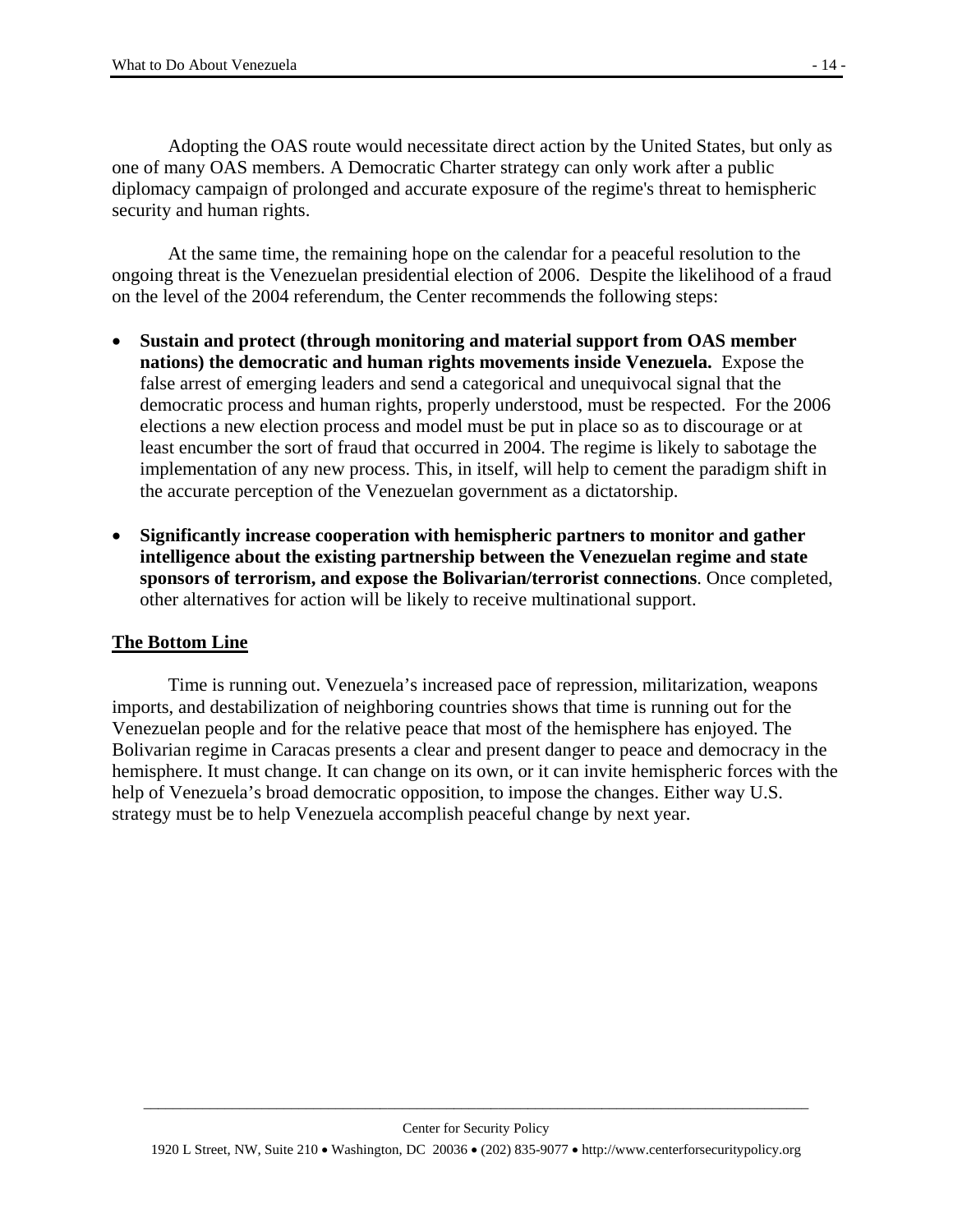Adopting the OAS route would necessitate direct action by the United States, but only as one of many OAS members. A Democratic Charter strategy can only work after a public diplomacy campaign of prolonged and accurate exposure of the regime's threat to hemispheric security and human rights.

At the same time, the remaining hope on the calendar for a peaceful resolution to the ongoing threat is the Venezuelan presidential election of 2006. Despite the likelihood of a fraud on the level of the 2004 referendum, the Center recommends the following steps:

- **Sustain and protect (through monitoring and material support from OAS member nations) the democratic and human rights movements inside Venezuela.** Expose the false arrest of emerging leaders and send a categorical and unequivocal signal that the democratic process and human rights, properly understood, must be respected. For the 2006 elections a new election process and model must be put in place so as to discourage or at least encumber the sort of fraud that occurred in 2004. The regime is likely to sabotage the implementation of any new process. This, in itself, will help to cement the paradigm shift in the accurate perception of the Venezuelan government as a dictatorship.

- **Significantly increase cooperation with hemispheric partners to monitor and gather intelligence about the existing partnership between the Venezuelan regime and state sponsors of terrorism, and expose the Bolivarian/terrorist connections**. Once completed, other alternatives for action will be likely to receive multinational support.

## The Bottom Line

Time is running out. Venezuela's increased pace of repression, militarization, weapons imports, and destabilization of neighboring countries shows that time is running out for the Venezuelan people and for the relative peace that most of the hemisphere has enjoyed. The Bolivarian regime in Caracas presents a clear and present danger to peace and democracy in the hemisphere. It must change. It can change on its own, or it can invite hemispheric forces with the help of Venezuela's broad democratic opposition, to impose the changes. Either way U.S. strategy must be to help Venezuela accomplish peaceful change by next year.